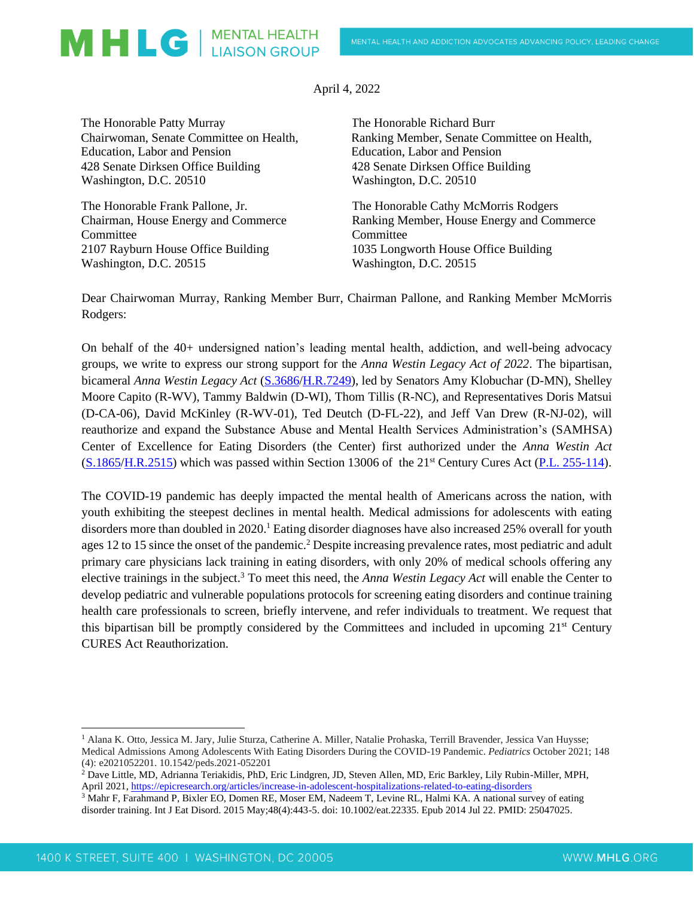MHLG | MENTAL HEALTH LIAISON GROUP

MENTAL HEALTH AND ADDICTION ADVOCATES ADVANCING POLICY, LEADING CHANGE

April 4, 2022

The Honorable Patty Murray
Chairwoman, Senate Committee on Health, Education, Labor and Pension
428 Senate Dirksen Office Building
Washington, D.C. 20510

The Honorable Richard Burr
Ranking Member, Senate Committee on Health, Education, Labor and Pension
428 Senate Dirksen Office Building
Washington, D.C. 20510

The Honorable Frank Pallone, Jr.
Chairman, House Energy and Commerce Committee
2107 Rayburn House Office Building
Washington, D.C. 20515

The Honorable Cathy McMorris Rodgers
Ranking Member, House Energy and Commerce Committee
1035 Longworth House Office Building
Washington, D.C. 20515

Dear Chairwoman Murray, Ranking Member Burr, Chairman Pallone, and Ranking Member McMorris Rodgers:

On behalf of the 40+ undersigned nation's leading mental health, addiction, and well-being advocacy groups, we write to express our strong support for the *Anna Westin Legacy Act of 2022*. The bipartisan, bicameral *Anna Westin Legacy Act* (S.3686/H.R.7249), led by Senators Amy Klobuchar (D-MN), Shelley Moore Capito (R-WV), Tammy Baldwin (D-WI), Thom Tillis (R-NC), and Representatives Doris Matsui (D-CA-06), David McKinley (R-WV-01), Ted Deutch (D-FL-22), and Jeff Van Drew (R-NJ-02), will reauthorize and expand the Substance Abuse and Mental Health Services Administration's (SAMHSA) Center of Excellence for Eating Disorders (the Center) first authorized under the *Anna Westin Act* (S.1865/H.R.2515) which was passed within Section 13006 of the 21st Century Cures Act (P.L. 255-114).

The COVID-19 pandemic has deeply impacted the mental health of Americans across the nation, with youth exhibiting the steepest declines in mental health. Medical admissions for adolescents with eating disorders more than doubled in 2020.[1] Eating disorder diagnoses have also increased 25% overall for youth ages 12 to 15 since the onset of the pandemic.[2] Despite increasing prevalence rates, most pediatric and adult primary care physicians lack training in eating disorders, with only 20% of medical schools offering any elective trainings in the subject.[3] To meet this need, the *Anna Westin Legacy Act* will enable the Center to develop pediatric and vulnerable populations protocols for screening eating disorders and continue training health care professionals to screen, briefly intervene, and refer individuals to treatment. We request that this bipartisan bill be promptly considered by the Committees and included in upcoming 21st Century CURES Act Reauthorization.

[1] Alana K. Otto, Jessica M. Jary, Julie Sturza, Catherine A. Miller, Natalie Prohaska, Terrill Bravender, Jessica Van Huysse; Medical Admissions Among Adolescents With Eating Disorders During the COVID-19 Pandemic. *Pediatrics* October 2021; 148 (4): e2021052201. 10.1542/peds.2021-052201

[2] Dave Little, MD, Adrianna Teriakidis, PhD, Eric Lindgren, JD, Steven Allen, MD, Eric Barkley, Lily Rubin-Miller, MPH, April 2021, https://epicresearch.org/articles/increase-in-adolescent-hospitalizations-related-to-eating-disorders

[3] Mahr F, Farahmand P, Bixler EO, Domen RE, Moser EM, Nadeem T, Levine RL, Halmi KA. A national survey of eating disorder training. Int J Eat Disord. 2015 May;48(4):443-5. doi: 10.1002/eat.22335. Epub 2014 Jul 22. PMID: 25047025.

1400 K STREET, SUITE 400 | WASHINGTON, DC 20005 WWW.MHLG.ORG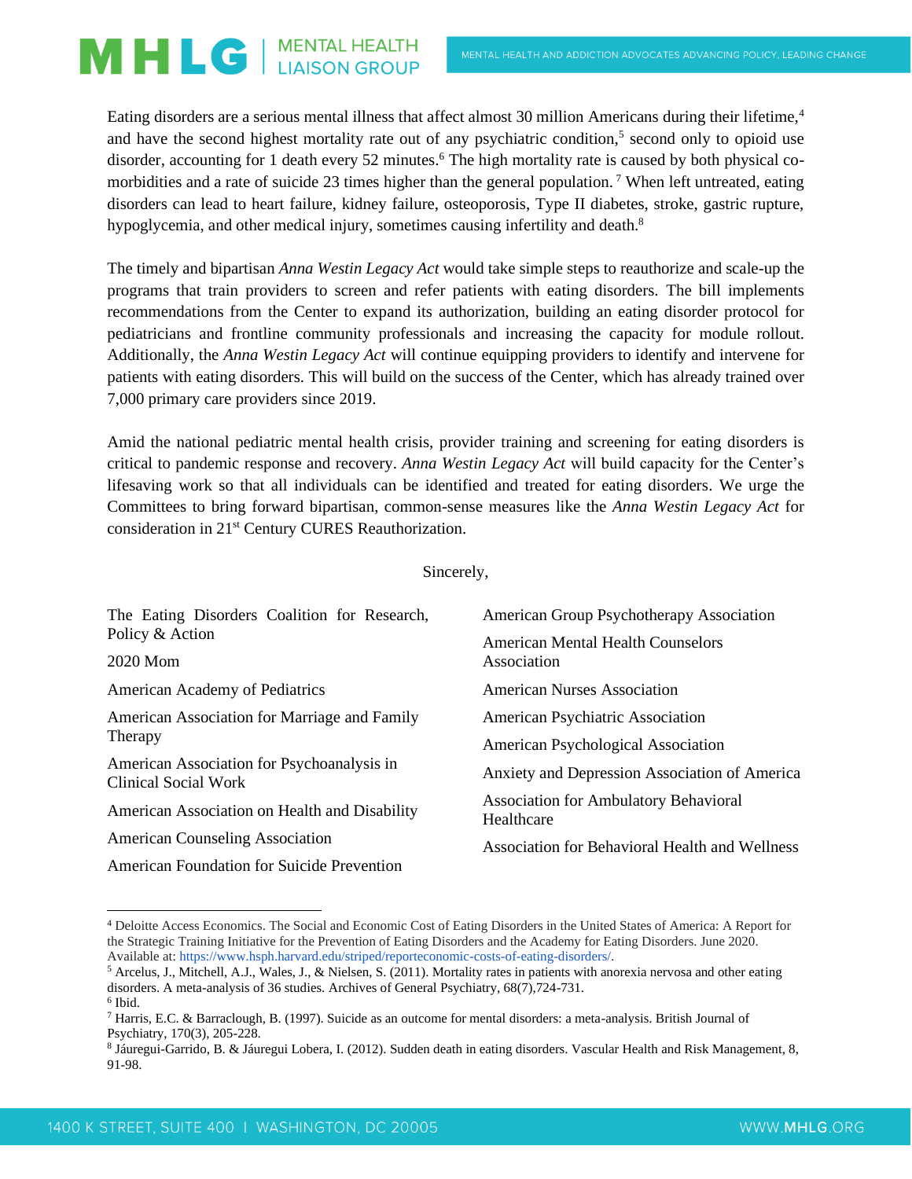Eating disorders are a serious mental illness that affect almost 30 million Americans during their lifetime,[4] and have the second highest mortality rate out of any psychiatric condition,[5] second only to opioid use disorder, accounting for 1 death every 52 minutes.[6] The high mortality rate is caused by both physical co-morbidities and a rate of suicide 23 times higher than the general population.[7] When left untreated, eating disorders can lead to heart failure, kidney failure, osteoporosis, Type II diabetes, stroke, gastric rupture, hypoglycemia, and other medical injury, sometimes causing infertility and death.[8]

The timely and bipartisan *Anna Westin Legacy Act* would take simple steps to reauthorize and scale-up the programs that train providers to screen and refer patients with eating disorders. The bill implements recommendations from the Center to expand its authorization, building an eating disorder protocol for pediatricians and frontline community professionals and increasing the capacity for module rollout. Additionally, the *Anna Westin Legacy Act* will continue equipping providers to identify and intervene for patients with eating disorders. This will build on the success of the Center, which has already trained over 7,000 primary care providers since 2019.

Amid the national pediatric mental health crisis, provider training and screening for eating disorders is critical to pandemic response and recovery. *Anna Westin Legacy Act* will build capacity for the Center's lifesaving work so that all individuals can be identified and treated for eating disorders. We urge the Committees to bring forward bipartisan, common-sense measures like the *Anna Westin Legacy Act* for consideration in 21st Century CURES Reauthorization.

Sincerely,

The Eating Disorders Coalition for Research, Policy & Action

2020 Mom

American Academy of Pediatrics

American Association for Marriage and Family Therapy

American Association for Psychoanalysis in Clinical Social Work

American Association on Health and Disability

American Counseling Association

American Foundation for Suicide Prevention

American Group Psychotherapy Association

American Mental Health Counselors Association

American Nurses Association

American Psychiatric Association

American Psychological Association

Anxiety and Depression Association of America

Association for Ambulatory Behavioral Healthcare

Association for Behavioral Health and Wellness

---

[4] Deloitte Access Economics. The Social and Economic Cost of Eating Disorders in the United States of America: A Report for the Strategic Training Initiative for the Prevention of Eating Disorders and the Academy for Eating Disorders. June 2020. Available at: https://www.hsph.harvard.edu/striped/reporteconomic-costs-of-eating-disorders/.

[5] Arcelus, J., Mitchell, A.J., Wales, J., & Nielsen, S. (2011). Mortality rates in patients with anorexia nervosa and other eating disorders. A meta-analysis of 36 studies. Archives of General Psychiatry, 68(7),724-731.

[6] Ibid.

[7] Harris, E.C. & Barraclough, B. (1997). Suicide as an outcome for mental disorders: a meta-analysis. British Journal of Psychiatry, 170(3), 205-228.

[8] Jáuregui-Garrido, B. & Jáuregui Lobera, I. (2012). Sudden death in eating disorders. Vascular Health and Risk Management, 8, 91-98.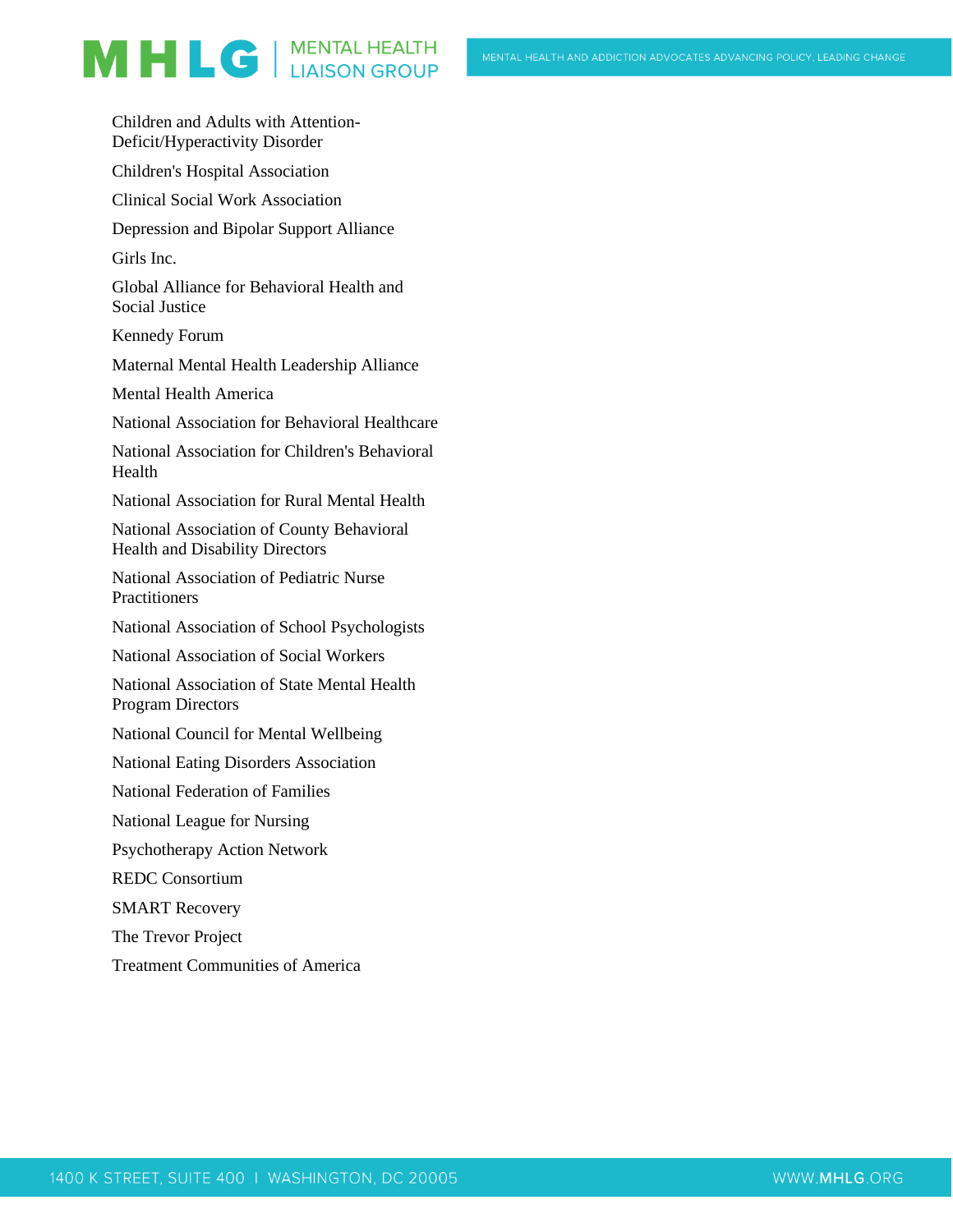Children and Adults with Attention-Deficit/Hyperactivity Disorder

Children's Hospital Association

Clinical Social Work Association

Depression and Bipolar Support Alliance

Girls Inc.

Global Alliance for Behavioral Health and Social Justice

Kennedy Forum

Maternal Mental Health Leadership Alliance

Mental Health America

National Association for Behavioral Healthcare

National Association for Children's Behavioral Health

National Association for Rural Mental Health

National Association of County Behavioral Health and Disability Directors

National Association of Pediatric Nurse Practitioners

National Association of School Psychologists

National Association of Social Workers

National Association of State Mental Health Program Directors

National Council for Mental Wellbeing

National Eating Disorders Association

National Federation of Families

National League for Nursing

Psychotherapy Action Network

REDC Consortium

SMART Recovery

The Trevor Project

Treatment Communities of America